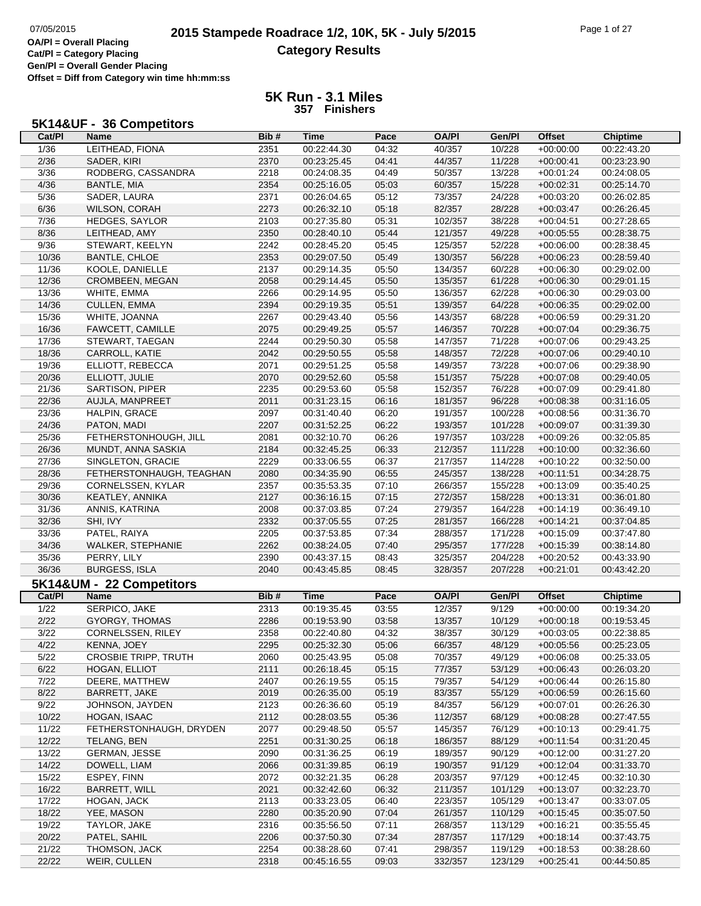# 2015 Stampede Roadrace 1/2, 10K, 5K - July 5/2015

## Category Results

OA/Pl = Overall Placing
Cat/Pl = Category Placing
Gen/Pl = Overall Gender Placing
Offset = Diff from Category win time hh:mm:ss

## 5K Run - 3.1 Miles

**357 Finishers**

### 5K14&UF - 36 Competitors

| Cat/Pl | Name | Bib # | Time | Pace | OA/Pl | Gen/Pl | Offset | Chiptime |
|---|---|---|---|---|---|---|---|---|
| 1/36 | LEITHEAD, FIONA | 2351 | 00:22:44.30 | 04:32 | 40/357 | 10/228 | +00:00:00 | 00:22:43.20 |
| 2/36 | SADER, KIRI | 2370 | 00:23:25.45 | 04:41 | 44/357 | 11/228 | +00:00:41 | 00:23:23.90 |
| 3/36 | RODBERG, CASSANDRA | 2218 | 00:24:08.35 | 04:49 | 50/357 | 13/228 | +00:01:24 | 00:24:08.05 |
| 4/36 | BANTLE, MIA | 2354 | 00:25:16.05 | 05:03 | 60/357 | 15/228 | +00:02:31 | 00:25:14.70 |
| 5/36 | SADER, LAURA | 2371 | 00:26:04.65 | 05:12 | 73/357 | 24/228 | +00:03:20 | 00:26:02.85 |
| 6/36 | WILSON, CORAH | 2273 | 00:26:32.10 | 05:18 | 82/357 | 28/228 | +00:03:47 | 00:26:26.45 |
| 7/36 | HEDGES, SAYLOR | 2103 | 00:27:35.80 | 05:31 | 102/357 | 38/228 | +00:04:51 | 00:27:28.65 |
| 8/36 | LEITHEAD, AMY | 2350 | 00:28:40.10 | 05:44 | 121/357 | 49/228 | +00:05:55 | 00:28:38.75 |
| 9/36 | STEWART, KEELYN | 2242 | 00:28:45.20 | 05:45 | 125/357 | 52/228 | +00:06:00 | 00:28:38.45 |
| 10/36 | BANTLE, CHLOE | 2353 | 00:29:07.50 | 05:49 | 130/357 | 56/228 | +00:06:23 | 00:28:59.40 |
| 11/36 | KOOLE, DANIELLE | 2137 | 00:29:14.35 | 05:50 | 134/357 | 60/228 | +00:06:30 | 00:29:02.00 |
| 12/36 | CROMBEEN, MEGAN | 2058 | 00:29:14.45 | 05:50 | 135/357 | 61/228 | +00:06:30 | 00:29:01.15 |
| 13/36 | WHITE, EMMA | 2266 | 00:29:14.95 | 05:50 | 136/357 | 62/228 | +00:06:30 | 00:29:03.00 |
| 14/36 | CULLEN, EMMA | 2394 | 00:29:19.35 | 05:51 | 139/357 | 64/228 | +00:06:35 | 00:29:02.00 |
| 15/36 | WHITE, JOANNA | 2267 | 00:29:43.40 | 05:56 | 143/357 | 68/228 | +00:06:59 | 00:29:31.20 |
| 16/36 | FAWCETT, CAMILLE | 2075 | 00:29:49.25 | 05:57 | 146/357 | 70/228 | +00:07:04 | 00:29:36.75 |
| 17/36 | STEWART, TAEGAN | 2244 | 00:29:50.30 | 05:58 | 147/357 | 71/228 | +00:07:06 | 00:29:43.25 |
| 18/36 | CARROLL, KATIE | 2042 | 00:29:50.55 | 05:58 | 148/357 | 72/228 | +00:07:06 | 00:29:40.10 |
| 19/36 | ELLIOTT, REBECCA | 2071 | 00:29:51.25 | 05:58 | 149/357 | 73/228 | +00:07:06 | 00:29:38.90 |
| 20/36 | ELLIOTT, JULIE | 2070 | 00:29:52.60 | 05:58 | 151/357 | 75/228 | +00:07:08 | 00:29:40.05 |
| 21/36 | SARTISON, PIPER | 2235 | 00:29:53.60 | 05:58 | 152/357 | 76/228 | +00:07:09 | 00:29:41.80 |
| 22/36 | AUJLA, MANPREET | 2011 | 00:31:23.15 | 06:16 | 181/357 | 96/228 | +00:08:38 | 00:31:16.05 |
| 23/36 | HALPIN, GRACE | 2097 | 00:31:40.40 | 06:20 | 191/357 | 100/228 | +00:08:56 | 00:31:36.70 |
| 24/36 | PATON, MADI | 2207 | 00:31:52.25 | 06:22 | 193/357 | 101/228 | +00:09:07 | 00:31:39.30 |
| 25/36 | FETHERSTONHOUGH, JILL | 2081 | 00:32:10.70 | 06:26 | 197/357 | 103/228 | +00:09:26 | 00:32:05.85 |
| 26/36 | MUNDT, ANNA SASKIA | 2184 | 00:32:45.25 | 06:33 | 212/357 | 111/228 | +00:10:00 | 00:32:36.60 |
| 27/36 | SINGLETON, GRACIE | 2229 | 00:33:06.55 | 06:37 | 217/357 | 114/228 | +00:10:22 | 00:32:50.00 |
| 28/36 | FETHERSTONHAUGH, TEAGHAN | 2080 | 00:34:35.90 | 06:55 | 245/357 | 138/228 | +00:11:51 | 00:34:28.75 |
| 29/36 | CORNELSSEN, KYLAR | 2357 | 00:35:53.35 | 07:10 | 266/357 | 155/228 | +00:13:09 | 00:35:40.25 |
| 30/36 | KEATLEY, ANNIKA | 2127 | 00:36:16.15 | 07:15 | 272/357 | 158/228 | +00:13:31 | 00:36:01.80 |
| 31/36 | ANNIS, KATRINA | 2008 | 00:37:03.85 | 07:24 | 279/357 | 164/228 | +00:14:19 | 00:36:49.10 |
| 32/36 | SHI, IVY | 2332 | 00:37:05.55 | 07:25 | 281/357 | 166/228 | +00:14:21 | 00:37:04.85 |
| 33/36 | PATEL, RAIYA | 2205 | 00:37:53.85 | 07:34 | 288/357 | 171/228 | +00:15:09 | 00:37:47.80 |
| 34/36 | WALKER, STEPHANIE | 2262 | 00:38:24.05 | 07:40 | 295/357 | 177/228 | +00:15:39 | 00:38:14.80 |
| 35/36 | PERRY, LILY | 2390 | 00:43:37.15 | 08:43 | 325/357 | 204/228 | +00:20:52 | 00:43:33.90 |
| 36/36 | BURGESS, ISLA | 2040 | 00:43:45.85 | 08:45 | 328/357 | 207/228 | +00:21:01 | 00:43:42.20 |

### 5K14&UM - 22 Competitors

| Cat/Pl | Name | Bib # | Time | Pace | OA/Pl | Gen/Pl | Offset | Chiptime |
|---|---|---|---|---|---|---|---|---|
| 1/22 | SERPICO, JAKE | 2313 | 00:19:35.45 | 03:55 | 12/357 | 9/129 | +00:00:00 | 00:19:34.20 |
| 2/22 | GYORGY, THOMAS | 2286 | 00:19:53.90 | 03:58 | 13/357 | 10/129 | +00:00:18 | 00:19:53.45 |
| 3/22 | CORNELSSEN, RILEY | 2358 | 00:22:40.80 | 04:32 | 38/357 | 30/129 | +00:03:05 | 00:22:38.85 |
| 4/22 | KENNA, JOEY | 2295 | 00:25:32.30 | 05:06 | 66/357 | 48/129 | +00:05:56 | 00:25:23.05 |
| 5/22 | CROSBIE TRIPP, TRUTH | 2060 | 00:25:43.95 | 05:08 | 70/357 | 49/129 | +00:06:08 | 00:25:33.05 |
| 6/22 | HOGAN, ELLIOT | 2111 | 00:26:18.45 | 05:15 | 77/357 | 53/129 | +00:06:43 | 00:26:03.20 |
| 7/22 | DEERE, MATTHEW | 2407 | 00:26:19.55 | 05:15 | 79/357 | 54/129 | +00:06:44 | 00:26:15.80 |
| 8/22 | BARRETT, JAKE | 2019 | 00:26:35.00 | 05:19 | 83/357 | 55/129 | +00:06:59 | 00:26:15.60 |
| 9/22 | JOHNSON, JAYDEN | 2123 | 00:26:36.60 | 05:19 | 84/357 | 56/129 | +00:07:01 | 00:26:26.30 |
| 10/22 | HOGAN, ISAAC | 2112 | 00:28:03.55 | 05:36 | 112/357 | 68/129 | +00:08:28 | 00:27:47.55 |
| 11/22 | FETHERSTONHAUGH, DRYDEN | 2077 | 00:29:48.50 | 05:57 | 145/357 | 76/129 | +00:10:13 | 00:29:41.75 |
| 12/22 | TELANG, BEN | 2251 | 00:31:30.25 | 06:18 | 186/357 | 88/129 | +00:11:54 | 00:31:20.45 |
| 13/22 | GERMAN, JESSE | 2090 | 00:31:36.25 | 06:19 | 189/357 | 90/129 | +00:12:00 | 00:31:27.20 |
| 14/22 | DOWELL, LIAM | 2066 | 00:31:39.85 | 06:19 | 190/357 | 91/129 | +00:12:04 | 00:31:33.70 |
| 15/22 | ESPEY, FINN | 2072 | 00:32:21.35 | 06:28 | 203/357 | 97/129 | +00:12:45 | 00:32:10.30 |
| 16/22 | BARRETT, WILL | 2021 | 00:32:42.60 | 06:32 | 211/357 | 101/129 | +00:13:07 | 00:32:23.70 |
| 17/22 | HOGAN, JACK | 2113 | 00:33:23.05 | 06:40 | 223/357 | 105/129 | +00:13:47 | 00:33:07.05 |
| 18/22 | YEE, MASON | 2280 | 00:35:20.90 | 07:04 | 261/357 | 110/129 | +00:15:45 | 00:35:07.50 |
| 19/22 | TAYLOR, JAKE | 2316 | 00:35:56.50 | 07:11 | 268/357 | 113/129 | +00:16:21 | 00:35:55.45 |
| 20/22 | PATEL, SAHIL | 2206 | 00:37:50.30 | 07:34 | 287/357 | 117/129 | +00:18:14 | 00:37:43.75 |
| 21/22 | THOMSON, JACK | 2254 | 00:38:28.60 | 07:41 | 298/357 | 119/129 | +00:18:53 | 00:38:28.60 |
| 22/22 | WEIR, CULLEN | 2318 | 00:45:16.55 | 09:03 | 332/357 | 123/129 | +00:25:41 | 00:44:50.85 |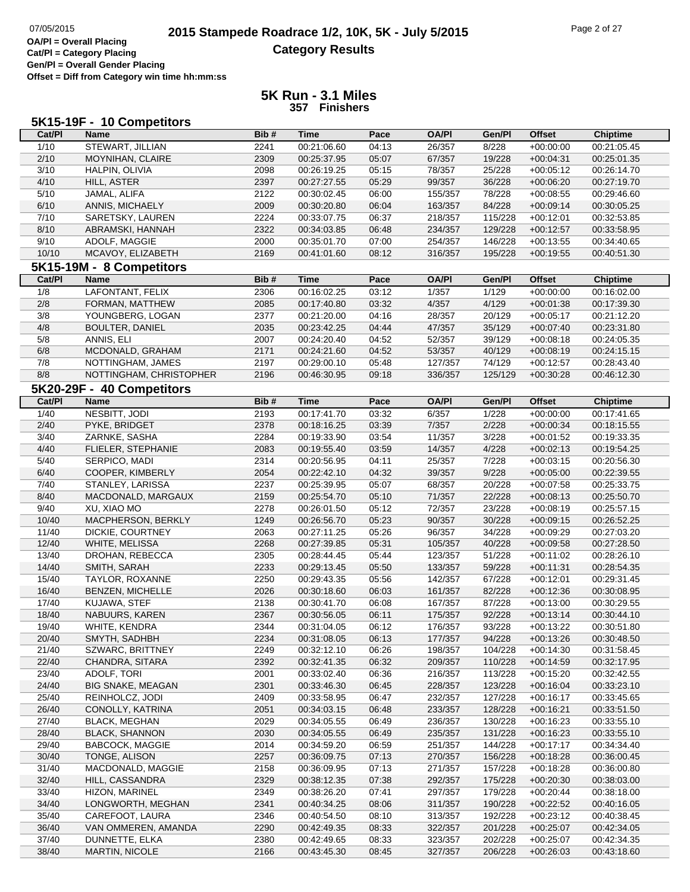# 2015 Stampede Roadrace 1/2, 10K, 5K - July 5/2015

**Category Results**

OA/Pl = Overall Placing
Cat/Pl = Category Placing
Gen/Pl = Overall Gender Placing
Offset = Diff from Category win time hh:mm:ss

## 5K Run - 3.1 Miles

**357 Finishers**

### 5K15-19F - 10 Competitors

| Cat/Pl | Name | Bib # | Time | Pace | OA/Pl | Gen/Pl | Offset | Chiptime |
|---|---|---|---|---|---|---|---|---|
| 1/10 | STEWART, JILLIAN | 2241 | 00:21:06.60 | 04:13 | 26/357 | 8/228 | +00:00:00 | 00:21:05.45 |
| 2/10 | MOYNIHAN, CLAIRE | 2309 | 00:25:37.95 | 05:07 | 67/357 | 19/228 | +00:04:31 | 00:25:01.35 |
| 3/10 | HALPIN, OLIVIA | 2098 | 00:26:19.25 | 05:15 | 78/357 | 25/228 | +00:05:12 | 00:26:14.70 |
| 4/10 | HILL, ASTER | 2397 | 00:27:27.55 | 05:29 | 99/357 | 36/228 | +00:06:20 | 00:27:19.70 |
| 5/10 | JAMAL, ALIFA | 2122 | 00:30:02.45 | 06:00 | 155/357 | 78/228 | +00:08:55 | 00:29:46.60 |
| 6/10 | ANNIS, MICHAELY | 2009 | 00:30:20.80 | 06:04 | 163/357 | 84/228 | +00:09:14 | 00:30:05.25 |
| 7/10 | SARETSKY, LAUREN | 2224 | 00:33:07.75 | 06:37 | 218/357 | 115/228 | +00:12:01 | 00:32:53.85 |
| 8/10 | ABRAMSKI, HANNAH | 2322 | 00:34:03.85 | 06:48 | 234/357 | 129/228 | +00:12:57 | 00:33:58.95 |
| 9/10 | ADOLF, MAGGIE | 2000 | 00:35:01.70 | 07:00 | 254/357 | 146/228 | +00:13:55 | 00:34:40.65 |
| 10/10 | MCAVOY, ELIZABETH | 2169 | 00:41:01.60 | 08:12 | 316/357 | 195/228 | +00:19:55 | 00:40:51.30 |

### 5K15-19M - 8 Competitors

| Cat/Pl | Name | Bib # | Time | Pace | OA/Pl | Gen/Pl | Offset | Chiptime |
|---|---|---|---|---|---|---|---|---|
| 1/8 | LAFONTANT, FELIX | 2306 | 00:16:02.25 | 03:12 | 1/357 | 1/129 | +00:00:00 | 00:16:02.00 |
| 2/8 | FORMAN, MATTHEW | 2085 | 00:17:40.80 | 03:32 | 4/357 | 4/129 | +00:01:38 | 00:17:39.30 |
| 3/8 | YOUNGBERG, LOGAN | 2377 | 00:21:20.00 | 04:16 | 28/357 | 20/129 | +00:05:17 | 00:21:12.20 |
| 4/8 | BOULTER, DANIEL | 2035 | 00:23:42.25 | 04:44 | 47/357 | 35/129 | +00:07:40 | 00:23:31.80 |
| 5/8 | ANNIS, ELI | 2007 | 00:24:20.40 | 04:52 | 52/357 | 39/129 | +00:08:18 | 00:24:05.35 |
| 6/8 | MCDONALD, GRAHAM | 2171 | 00:24:21.60 | 04:52 | 53/357 | 40/129 | +00:08:19 | 00:24:15.15 |
| 7/8 | NOTTINGHAM, JAMES | 2197 | 00:29:00.10 | 05:48 | 127/357 | 74/129 | +00:12:57 | 00:28:43.40 |
| 8/8 | NOTTINGHAM, CHRISTOPHER | 2196 | 00:46:30.95 | 09:18 | 336/357 | 125/129 | +00:30:28 | 00:46:12.30 |

### 5K20-29F - 40 Competitors

| Cat/Pl | Name | Bib # | Time | Pace | OA/Pl | Gen/Pl | Offset | Chiptime |
|---|---|---|---|---|---|---|---|---|
| 1/40 | NESBITT, JODI | 2193 | 00:17:41.70 | 03:32 | 6/357 | 1/228 | +00:00:00 | 00:17:41.65 |
| 2/40 | PYKE, BRIDGET | 2378 | 00:18:16.25 | 03:39 | 7/357 | 2/228 | +00:00:34 | 00:18:15.55 |
| 3/40 | ZARNKE, SASHA | 2284 | 00:19:33.90 | 03:54 | 11/357 | 3/228 | +00:01:52 | 00:19:33.35 |
| 4/40 | FLIELER, STEPHANIE | 2083 | 00:19:55.40 | 03:59 | 14/357 | 4/228 | +00:02:13 | 00:19:54.25 |
| 5/40 | SERPICO, MADI | 2314 | 00:20:56.95 | 04:11 | 25/357 | 7/228 | +00:03:15 | 00:20:56.30 |
| 6/40 | COOPER, KIMBERLY | 2054 | 00:22:42.10 | 04:32 | 39/357 | 9/228 | +00:05:00 | 00:22:39.55 |
| 7/40 | STANLEY, LARISSA | 2237 | 00:25:39.95 | 05:07 | 68/357 | 20/228 | +00:07:58 | 00:25:33.75 |
| 8/40 | MACDONALD, MARGAUX | 2159 | 00:25:54.70 | 05:10 | 71/357 | 22/228 | +00:08:13 | 00:25:50.70 |
| 9/40 | XU, XIAO MO | 2278 | 00:26:01.50 | 05:12 | 72/357 | 23/228 | +00:08:19 | 00:25:57.15 |
| 10/40 | MACPHERSON, BERKLY | 1249 | 00:26:56.70 | 05:23 | 90/357 | 30/228 | +00:09:15 | 00:26:52.25 |
| 11/40 | DICKIE, COURTNEY | 2063 | 00:27:11.25 | 05:26 | 96/357 | 34/228 | +00:09:29 | 00:27:03.20 |
| 12/40 | WHITE, MELISSA | 2268 | 00:27:39.85 | 05:31 | 105/357 | 40/228 | +00:09:58 | 00:27:28.50 |
| 13/40 | DROHAN, REBECCA | 2305 | 00:28:44.45 | 05:44 | 123/357 | 51/228 | +00:11:02 | 00:28:26.10 |
| 14/40 | SMITH, SARAH | 2233 | 00:29:13.45 | 05:50 | 133/357 | 59/228 | +00:11:31 | 00:28:54.35 |
| 15/40 | TAYLOR, ROXANNE | 2250 | 00:29:43.35 | 05:56 | 142/357 | 67/228 | +00:12:01 | 00:29:31.45 |
| 16/40 | BENZEN, MICHELLE | 2026 | 00:30:18.60 | 06:03 | 161/357 | 82/228 | +00:12:36 | 00:30:08.95 |
| 17/40 | KUJAWA, STEF | 2138 | 00:30:41.70 | 06:08 | 167/357 | 87/228 | +00:13:00 | 00:30:29.55 |
| 18/40 | NABUURS, KAREN | 2367 | 00:30:56.05 | 06:11 | 175/357 | 92/228 | +00:13:14 | 00:30:44.10 |
| 19/40 | WHITE, KENDRA | 2344 | 00:31:04.05 | 06:12 | 176/357 | 93/228 | +00:13:22 | 00:30:51.80 |
| 20/40 | SMYTH, SADHBH | 2234 | 00:31:08.05 | 06:13 | 177/357 | 94/228 | +00:13:26 | 00:30:48.50 |
| 21/40 | SZWARC, BRITTNEY | 2249 | 00:32:12.10 | 06:26 | 198/357 | 104/228 | +00:14:30 | 00:31:58.45 |
| 22/40 | CHANDRA, SITARA | 2392 | 00:32:41.35 | 06:32 | 209/357 | 110/228 | +00:14:59 | 00:32:17.95 |
| 23/40 | ADOLF, TORI | 2001 | 00:33:02.40 | 06:36 | 216/357 | 113/228 | +00:15:20 | 00:32:42.55 |
| 24/40 | BIG SNAKE, MEAGAN | 2301 | 00:33:46.30 | 06:45 | 228/357 | 123/228 | +00:16:04 | 00:33:23.10 |
| 25/40 | REINHOLCZ, JODI | 2409 | 00:33:58.95 | 06:47 | 232/357 | 127/228 | +00:16:17 | 00:33:45.65 |
| 26/40 | CONOLLY, KATRINA | 2051 | 00:34:03.15 | 06:48 | 233/357 | 128/228 | +00:16:21 | 00:33:51.50 |
| 27/40 | BLACK, MEGHAN | 2029 | 00:34:05.55 | 06:49 | 236/357 | 130/228 | +00:16:23 | 00:33:55.10 |
| 28/40 | BLACK, SHANNON | 2030 | 00:34:05.55 | 06:49 | 235/357 | 131/228 | +00:16:23 | 00:33:55.10 |
| 29/40 | BABCOCK, MAGGIE | 2014 | 00:34:59.20 | 06:59 | 251/357 | 144/228 | +00:17:17 | 00:34:34.40 |
| 30/40 | TONGE, ALISON | 2257 | 00:36:09.75 | 07:13 | 270/357 | 156/228 | +00:18:28 | 00:36:00.45 |
| 31/40 | MACDONALD, MAGGIE | 2158 | 00:36:09.95 | 07:13 | 271/357 | 157/228 | +00:18:28 | 00:36:00.80 |
| 32/40 | HILL, CASSANDRA | 2329 | 00:38:12.35 | 07:38 | 292/357 | 175/228 | +00:20:30 | 00:38:03.00 |
| 33/40 | HIZON, MARINEL | 2349 | 00:38:26.20 | 07:41 | 297/357 | 179/228 | +00:20:44 | 00:38:18.00 |
| 34/40 | LONGWORTH, MEGHAN | 2341 | 00:40:34.25 | 08:06 | 311/357 | 190/228 | +00:22:52 | 00:40:16.05 |
| 35/40 | CAREFOOT, LAURA | 2346 | 00:40:54.50 | 08:10 | 313/357 | 192/228 | +00:23:12 | 00:40:38.45 |
| 36/40 | VAN OMMEREN, AMANDA | 2290 | 00:42:49.35 | 08:33 | 322/357 | 201/228 | +00:25:07 | 00:42:34.05 |
| 37/40 | DUNNETTE, ELKA | 2380 | 00:42:49.65 | 08:33 | 323/357 | 202/228 | +00:25:07 | 00:42:34.35 |
| 38/40 | MARTIN, NICOLE | 2166 | 00:43:45.30 | 08:45 | 327/357 | 206/228 | +00:26:03 | 00:43:18.60 |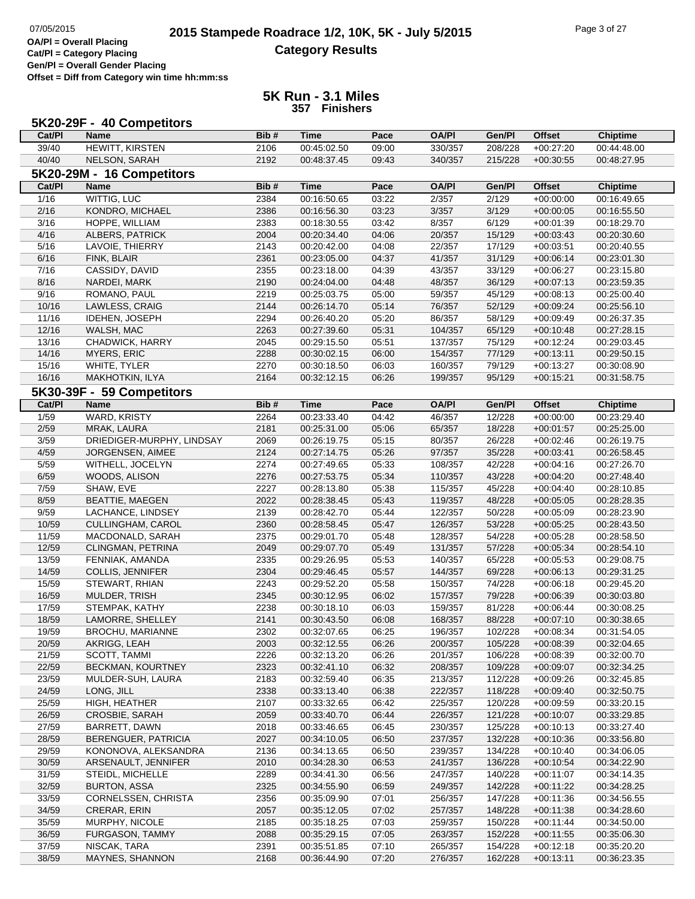# 2015 Stampede Roadrace 1/2, 10K, 5K - July 5/2015

## Category Results

OA/Pl = Overall Placing
Cat/Pl = Category Placing
Gen/Pl = Overall Gender Placing
Offset = Diff from Category win time hh:mm:ss

## 5K Run - 3.1 Miles

357 Finishers

### 5K20-29F - 40 Competitors

| Cat/Pl | Name | Bib # | Time | Pace | OA/Pl | Gen/Pl | Offset | Chiptime |
|---|---|---|---|---|---|---|---|---|
| 39/40 | HEWITT, KIRSTEN | 2106 | 00:45:02.50 | 09:00 | 330/357 | 208/228 | +00:27:20 | 00:44:48.00 |
| 40/40 | NELSON, SARAH | 2192 | 00:48:37.45 | 09:43 | 340/357 | 215/228 | +00:30:55 | 00:48:27.95 |

### 5K20-29M - 16 Competitors

| Cat/Pl | Name | Bib # | Time | Pace | OA/Pl | Gen/Pl | Offset | Chiptime |
|---|---|---|---|---|---|---|---|---|
| 1/16 | WITTIG, LUC | 2384 | 00:16:50.65 | 03:22 | 2/357 | 2/129 | +00:00:00 | 00:16:49.65 |
| 2/16 | KONDRO, MICHAEL | 2386 | 00:16:56.30 | 03:23 | 3/357 | 3/129 | +00:00:05 | 00:16:55.50 |
| 3/16 | HOPPE, WILLIAM | 2383 | 00:18:30.55 | 03:42 | 8/357 | 6/129 | +00:01:39 | 00:18:29.70 |
| 4/16 | ALBERS, PATRICK | 2004 | 00:20:34.40 | 04:06 | 20/357 | 15/129 | +00:03:43 | 00:20:30.60 |
| 5/16 | LAVOIE, THIERRY | 2143 | 00:20:42.00 | 04:08 | 22/357 | 17/129 | +00:03:51 | 00:20:40.55 |
| 6/16 | FINK, BLAIR | 2361 | 00:23:05.00 | 04:37 | 41/357 | 31/129 | +00:06:14 | 00:23:01.30 |
| 7/16 | CASSIDY, DAVID | 2355 | 00:23:18.00 | 04:39 | 43/357 | 33/129 | +00:06:27 | 00:23:15.80 |
| 8/16 | NARDEI, MARK | 2190 | 00:24:04.00 | 04:48 | 48/357 | 36/129 | +00:07:13 | 00:23:59.35 |
| 9/16 | ROMANO, PAUL | 2219 | 00:25:03.75 | 05:00 | 59/357 | 45/129 | +00:08:13 | 00:25:00.40 |
| 10/16 | LAWLESS, CRAIG | 2144 | 00:26:14.70 | 05:14 | 76/357 | 52/129 | +00:09:24 | 00:25:56.10 |
| 11/16 | IDEHEN, JOSEPH | 2294 | 00:26:40.20 | 05:20 | 86/357 | 58/129 | +00:09:49 | 00:26:37.35 |
| 12/16 | WALSH, MAC | 2263 | 00:27:39.60 | 05:31 | 104/357 | 65/129 | +00:10:48 | 00:27:28.15 |
| 13/16 | CHADWICK, HARRY | 2045 | 00:29:15.50 | 05:51 | 137/357 | 75/129 | +00:12:24 | 00:29:03.45 |
| 14/16 | MYERS, ERIC | 2288 | 00:30:02.15 | 06:00 | 154/357 | 77/129 | +00:13:11 | 00:29:50.15 |
| 15/16 | WHITE, TYLER | 2270 | 00:30:18.50 | 06:03 | 160/357 | 79/129 | +00:13:27 | 00:30:08.90 |
| 16/16 | MAKHOTKIN, ILYA | 2164 | 00:32:12.15 | 06:26 | 199/357 | 95/129 | +00:15:21 | 00:31:58.75 |

### 5K30-39F - 59 Competitors

| Cat/Pl | Name | Bib # | Time | Pace | OA/Pl | Gen/Pl | Offset | Chiptime |
|---|---|---|---|---|---|---|---|---|
| 1/59 | WARD, KRISTY | 2264 | 00:23:33.40 | 04:42 | 46/357 | 12/228 | +00:00:00 | 00:23:29.40 |
| 2/59 | MRAK, LAURA | 2181 | 00:25:31.00 | 05:06 | 65/357 | 18/228 | +00:01:57 | 00:25:25.00 |
| 3/59 | DRIEDIGER-MURPHY, LINDSAY | 2069 | 00:26:19.75 | 05:15 | 80/357 | 26/228 | +00:02:46 | 00:26:19.75 |
| 4/59 | JORGENSEN, AIMEE | 2124 | 00:27:14.75 | 05:26 | 97/357 | 35/228 | +00:03:41 | 00:26:58.45 |
| 5/59 | WITHELL, JOCELYN | 2274 | 00:27:49.65 | 05:33 | 108/357 | 42/228 | +00:04:16 | 00:27:26.70 |
| 6/59 | WOODS, ALISON | 2276 | 00:27:53.75 | 05:34 | 110/357 | 43/228 | +00:04:20 | 00:27:48.40 |
| 7/59 | SHAW, EVE | 2227 | 00:28:13.80 | 05:38 | 115/357 | 45/228 | +00:04:40 | 00:28:10.85 |
| 8/59 | BEATTIE, MAEGEN | 2022 | 00:28:38.45 | 05:43 | 119/357 | 48/228 | +00:05:05 | 00:28:28.35 |
| 9/59 | LACHANCE, LINDSEY | 2139 | 00:28:42.70 | 05:44 | 122/357 | 50/228 | +00:05:09 | 00:28:23.90 |
| 10/59 | CULLINGHAM, CAROL | 2360 | 00:28:58.45 | 05:47 | 126/357 | 53/228 | +00:05:25 | 00:28:43.50 |
| 11/59 | MACDONALD, SARAH | 2375 | 00:29:01.70 | 05:48 | 128/357 | 54/228 | +00:05:28 | 00:28:58.50 |
| 12/59 | CLINGMAN, PETRINA | 2049 | 00:29:07.70 | 05:49 | 131/357 | 57/228 | +00:05:34 | 00:28:54.10 |
| 13/59 | FENNIAK, AMANDA | 2335 | 00:29:26.95 | 05:53 | 140/357 | 65/228 | +00:05:53 | 00:29:08.75 |
| 14/59 | COLLIS, JENNIFER | 2304 | 00:29:46.45 | 05:57 | 144/357 | 69/228 | +00:06:13 | 00:29:31.25 |
| 15/59 | STEWART, RHIAN | 2243 | 00:29:52.20 | 05:58 | 150/357 | 74/228 | +00:06:18 | 00:29:45.20 |
| 16/59 | MULDER, TRISH | 2345 | 00:30:12.95 | 06:02 | 157/357 | 79/228 | +00:06:39 | 00:30:03.80 |
| 17/59 | STEMPAK, KATHY | 2238 | 00:30:18.10 | 06:03 | 159/357 | 81/228 | +00:06:44 | 00:30:08.25 |
| 18/59 | LAMORRE, SHELLEY | 2141 | 00:30:43.50 | 06:08 | 168/357 | 88/228 | +00:07:10 | 00:30:38.65 |
| 19/59 | BROCHU, MARIANNE | 2302 | 00:32:07.65 | 06:25 | 196/357 | 102/228 | +00:08:34 | 00:31:54.05 |
| 20/59 | AKRIGG, LEAH | 2003 | 00:32:12.55 | 06:26 | 200/357 | 105/228 | +00:08:39 | 00:32:04.65 |
| 21/59 | SCOTT, TAMMI | 2226 | 00:32:13.20 | 06:26 | 201/357 | 106/228 | +00:08:39 | 00:32:00.70 |
| 22/59 | BECKMAN, KOURTNEY | 2323 | 00:32:41.10 | 06:32 | 208/357 | 109/228 | +00:09:07 | 00:32:34.25 |
| 23/59 | MULDER-SUH, LAURA | 2183 | 00:32:59.40 | 06:35 | 213/357 | 112/228 | +00:09:26 | 00:32:45.85 |
| 24/59 | LONG, JILL | 2338 | 00:33:13.40 | 06:38 | 222/357 | 118/228 | +00:09:40 | 00:32:50.75 |
| 25/59 | HIGH, HEATHER | 2107 | 00:33:32.65 | 06:42 | 225/357 | 120/228 | +00:09:59 | 00:33:20.15 |
| 26/59 | CROSBIE, SARAH | 2059 | 00:33:40.70 | 06:44 | 226/357 | 121/228 | +00:10:07 | 00:33:29.85 |
| 27/59 | BARRETT, DAWN | 2018 | 00:33:46.65 | 06:45 | 230/357 | 125/228 | +00:10:13 | 00:33:27.40 |
| 28/59 | BERENGUER, PATRICIA | 2027 | 00:34:10.05 | 06:50 | 237/357 | 132/228 | +00:10:36 | 00:33:56.80 |
| 29/59 | KONONOVA, ALEKSANDRA | 2136 | 00:34:13.65 | 06:50 | 239/357 | 134/228 | +00:10:40 | 00:34:06.05 |
| 30/59 | ARSENAULT, JENNIFER | 2010 | 00:34:28.30 | 06:53 | 241/357 | 136/228 | +00:10:54 | 00:34:22.90 |
| 31/59 | STEIDL, MICHELLE | 2289 | 00:34:41.30 | 06:56 | 247/357 | 140/228 | +00:11:07 | 00:34:14.35 |
| 32/59 | BURTON, ASSA | 2325 | 00:34:55.90 | 06:59 | 249/357 | 142/228 | +00:11:22 | 00:34:28.25 |
| 33/59 | CORNELSSEN, CHRISTA | 2356 | 00:35:09.90 | 07:01 | 256/357 | 147/228 | +00:11:36 | 00:34:56.55 |
| 34/59 | CRERAR, ERIN | 2057 | 00:35:12.05 | 07:02 | 257/357 | 148/228 | +00:11:38 | 00:34:28.60 |
| 35/59 | MURPHY, NICOLE | 2185 | 00:35:18.25 | 07:03 | 259/357 | 150/228 | +00:11:44 | 00:34:50.00 |
| 36/59 | FURGASON, TAMMY | 2088 | 00:35:29.15 | 07:05 | 263/357 | 152/228 | +00:11:55 | 00:35:06.30 |
| 37/59 | NISCAK, TARA | 2391 | 00:35:51.85 | 07:10 | 265/357 | 154/228 | +00:12:18 | 00:35:20.20 |
| 38/59 | MAYNES, SHANNON | 2168 | 00:36:44.90 | 07:20 | 276/357 | 162/228 | +00:13:11 | 00:36:23.35 |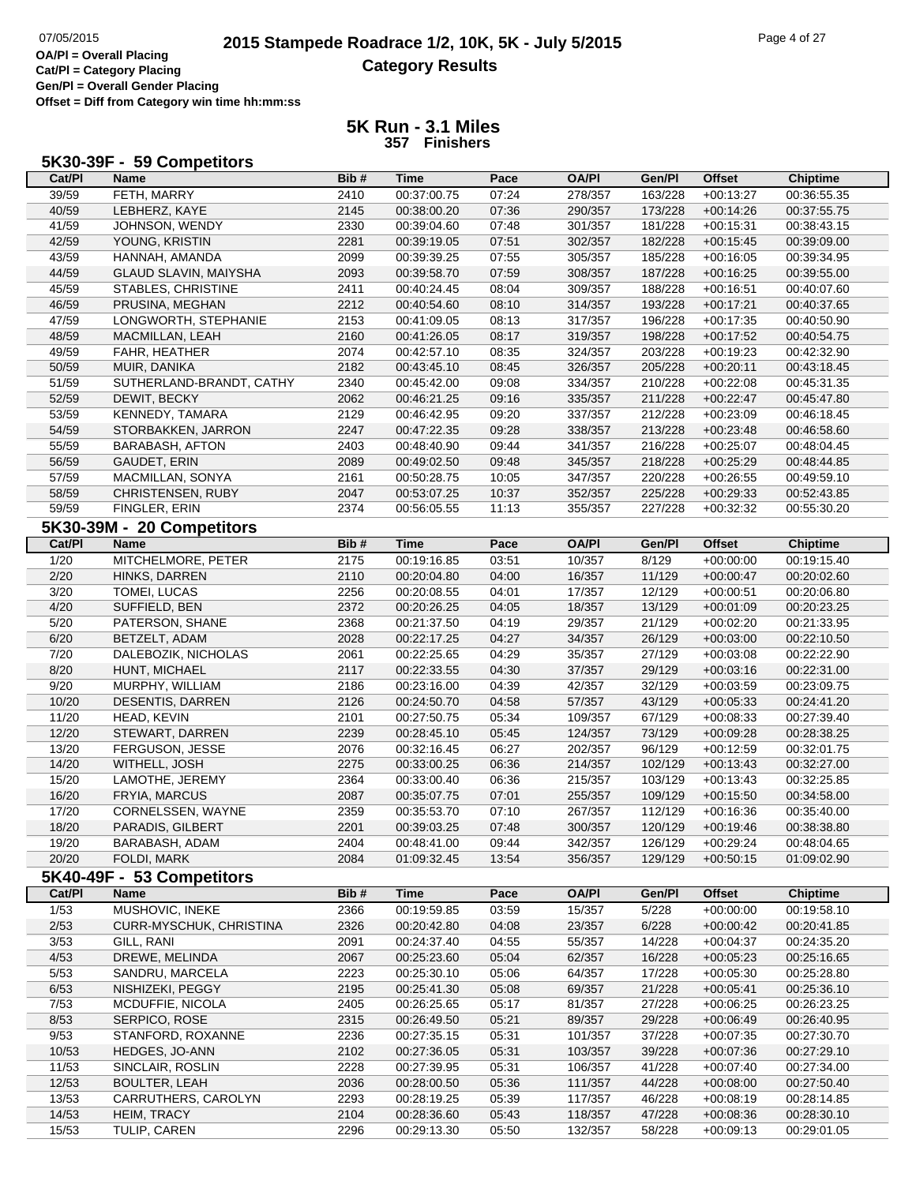# 2015 Stampede Roadrace 1/2, 10K, 5K - July 5/2015

## Category Results

OA/Pl = Overall Placing
Cat/Pl = Category Placing
Gen/Pl = Overall Gender Placing
Offset = Diff from Category win time hh:mm:ss

### 5K Run - 3.1 Miles
**357 Finishers**

### 5K30-39F - 59 Competitors

| Cat/Pl | Name | Bib # | Time | Pace | OA/Pl | Gen/Pl | Offset | Chiptime |
|---|---|---|---|---|---|---|---|---|
| 39/59 | FETH, MARRY | 2410 | 00:37:00.75 | 07:24 | 278/357 | 163/228 | +00:13:27 | 00:36:55.35 |
| 40/59 | LEBHERZ, KAYE | 2145 | 00:38:00.20 | 07:36 | 290/357 | 173/228 | +00:14:26 | 00:37:55.75 |
| 41/59 | JOHNSON, WENDY | 2330 | 00:39:04.60 | 07:48 | 301/357 | 181/228 | +00:15:31 | 00:38:43.15 |
| 42/59 | YOUNG, KRISTIN | 2281 | 00:39:19.05 | 07:51 | 302/357 | 182/228 | +00:15:45 | 00:39:09.00 |
| 43/59 | HANNAH, AMANDA | 2099 | 00:39:39.25 | 07:55 | 305/357 | 185/228 | +00:16:05 | 00:39:34.95 |
| 44/59 | GLAUD SLAVIN, MAIYSHA | 2093 | 00:39:58.70 | 07:59 | 308/357 | 187/228 | +00:16:25 | 00:39:55.00 |
| 45/59 | STABLES, CHRISTINE | 2411 | 00:40:24.45 | 08:04 | 309/357 | 188/228 | +00:16:51 | 00:40:07.60 |
| 46/59 | PRUSINA, MEGHAN | 2212 | 00:40:54.60 | 08:10 | 314/357 | 193/228 | +00:17:21 | 00:40:37.65 |
| 47/59 | LONGWORTH, STEPHANIE | 2153 | 00:41:09.05 | 08:13 | 317/357 | 196/228 | +00:17:35 | 00:40:50.90 |
| 48/59 | MACMILLAN, LEAH | 2160 | 00:41:26.05 | 08:17 | 319/357 | 198/228 | +00:17:52 | 00:40:54.75 |
| 49/59 | FAHR, HEATHER | 2074 | 00:42:57.10 | 08:35 | 324/357 | 203/228 | +00:19:23 | 00:42:32.90 |
| 50/59 | MUIR, DANIKA | 2182 | 00:43:45.10 | 08:45 | 326/357 | 205/228 | +00:20:11 | 00:43:18.45 |
| 51/59 | SUTHERLAND-BRANDT, CATHY | 2340 | 00:45:42.00 | 09:08 | 334/357 | 210/228 | +00:22:08 | 00:45:31.35 |
| 52/59 | DEWIT, BECKY | 2062 | 00:46:21.25 | 09:16 | 335/357 | 211/228 | +00:22:47 | 00:45:47.80 |
| 53/59 | KENNEDY, TAMARA | 2129 | 00:46:42.95 | 09:20 | 337/357 | 212/228 | +00:23:09 | 00:46:18.45 |
| 54/59 | STORBAKKEN, JARRON | 2247 | 00:47:22.35 | 09:28 | 338/357 | 213/228 | +00:23:48 | 00:46:58.60 |
| 55/59 | BARABASH, AFTON | 2403 | 00:48:40.90 | 09:44 | 341/357 | 216/228 | +00:25:07 | 00:48:04.45 |
| 56/59 | GAUDET, ERIN | 2089 | 00:49:02.50 | 09:48 | 345/357 | 218/228 | +00:25:29 | 00:48:44.85 |
| 57/59 | MACMILLAN, SONYA | 2161 | 00:50:28.75 | 10:05 | 347/357 | 220/228 | +00:26:55 | 00:49:59.10 |
| 58/59 | CHRISTENSEN, RUBY | 2047 | 00:53:07.25 | 10:37 | 352/357 | 225/228 | +00:29:33 | 00:52:43.85 |
| 59/59 | FINGLER, ERIN | 2374 | 00:56:05.55 | 11:13 | 355/357 | 227/228 | +00:32:32 | 00:55:30.20 |

### 5K30-39M - 20 Competitors

| Cat/Pl | Name | Bib # | Time | Pace | OA/Pl | Gen/Pl | Offset | Chiptime |
|---|---|---|---|---|---|---|---|---|
| 1/20 | MITCHELMORE, PETER | 2175 | 00:19:16.85 | 03:51 | 10/357 | 8/129 | +00:00:00 | 00:19:15.40 |
| 2/20 | HINKS, DARREN | 2110 | 00:20:04.80 | 04:00 | 16/357 | 11/129 | +00:00:47 | 00:20:02.60 |
| 3/20 | TOMEI, LUCAS | 2256 | 00:20:08.55 | 04:01 | 17/357 | 12/129 | +00:00:51 | 00:20:06.80 |
| 4/20 | SUFFIELD, BEN | 2372 | 00:20:26.25 | 04:05 | 18/357 | 13/129 | +00:01:09 | 00:20:23.25 |
| 5/20 | PATERSON, SHANE | 2368 | 00:21:37.50 | 04:19 | 29/357 | 21/129 | +00:02:20 | 00:21:33.95 |
| 6/20 | BETZELT, ADAM | 2028 | 00:22:17.25 | 04:27 | 34/357 | 26/129 | +00:03:00 | 00:22:10.50 |
| 7/20 | DALEBOZIK, NICHOLAS | 2061 | 00:22:25.65 | 04:29 | 35/357 | 27/129 | +00:03:08 | 00:22:22.90 |
| 8/20 | HUNT, MICHAEL | 2117 | 00:22:33.55 | 04:30 | 37/357 | 29/129 | +00:03:16 | 00:22:31.00 |
| 9/20 | MURPHY, WILLIAM | 2186 | 00:23:16.00 | 04:39 | 42/357 | 32/129 | +00:03:59 | 00:23:09.75 |
| 10/20 | DESENTIS, DARREN | 2126 | 00:24:50.70 | 04:58 | 57/357 | 43/129 | +00:05:33 | 00:24:41.20 |
| 11/20 | HEAD, KEVIN | 2101 | 00:27:50.75 | 05:34 | 109/357 | 67/129 | +00:08:33 | 00:27:39.40 |
| 12/20 | STEWART, DARREN | 2239 | 00:28:45.10 | 05:45 | 124/357 | 73/129 | +00:09:28 | 00:28:38.25 |
| 13/20 | FERGUSON, JESSE | 2076 | 00:32:16.45 | 06:27 | 202/357 | 96/129 | +00:12:59 | 00:32:01.75 |
| 14/20 | WITHELL, JOSH | 2275 | 00:33:00.25 | 06:36 | 214/357 | 102/129 | +00:13:43 | 00:32:27.00 |
| 15/20 | LAMOTHE, JEREMY | 2364 | 00:33:00.40 | 06:36 | 215/357 | 103/129 | +00:13:43 | 00:32:25.85 |
| 16/20 | FRYIA, MARCUS | 2087 | 00:35:07.75 | 07:01 | 255/357 | 109/129 | +00:15:50 | 00:34:58.00 |
| 17/20 | CORNELSSEN, WAYNE | 2359 | 00:35:53.70 | 07:10 | 267/357 | 112/129 | +00:16:36 | 00:35:40.00 |
| 18/20 | PARADIS, GILBERT | 2201 | 00:39:03.25 | 07:48 | 300/357 | 120/129 | +00:19:46 | 00:38:38.80 |
| 19/20 | BARABASH, ADAM | 2404 | 00:48:41.00 | 09:44 | 342/357 | 126/129 | +00:29:24 | 00:48:04.65 |
| 20/20 | FOLDI, MARK | 2084 | 01:09:32.45 | 13:54 | 356/357 | 129/129 | +00:50:15 | 01:09:02.90 |

### 5K40-49F - 53 Competitors

| Cat/Pl | Name | Bib # | Time | Pace | OA/Pl | Gen/Pl | Offset | Chiptime |
|---|---|---|---|---|---|---|---|---|
| 1/53 | MUSHOVIC, INEKE | 2366 | 00:19:59.85 | 03:59 | 15/357 | 5/228 | +00:00:00 | 00:19:58.10 |
| 2/53 | CURR-MYSCHUK, CHRISTINA | 2326 | 00:20:42.80 | 04:08 | 23/357 | 6/228 | +00:00:42 | 00:20:41.85 |
| 3/53 | GILL, RANI | 2091 | 00:24:37.40 | 04:55 | 55/357 | 14/228 | +00:04:37 | 00:24:35.20 |
| 4/53 | DREWE, MELINDA | 2067 | 00:25:23.60 | 05:04 | 62/357 | 16/228 | +00:05:23 | 00:25:16.65 |
| 5/53 | SANDRU, MARCELA | 2223 | 00:25:30.10 | 05:06 | 64/357 | 17/228 | +00:05:30 | 00:25:28.80 |
| 6/53 | NISHIZEKI, PEGGY | 2195 | 00:25:41.30 | 05:08 | 69/357 | 21/228 | +00:05:41 | 00:25:36.10 |
| 7/53 | MCDUFFIE, NICOLA | 2405 | 00:26:25.65 | 05:17 | 81/357 | 27/228 | +00:06:25 | 00:26:23.25 |
| 8/53 | SERPICO, ROSE | 2315 | 00:26:49.50 | 05:21 | 89/357 | 29/228 | +00:06:49 | 00:26:40.95 |
| 9/53 | STANFORD, ROXANNE | 2236 | 00:27:35.15 | 05:31 | 101/357 | 37/228 | +00:07:35 | 00:27:30.70 |
| 10/53 | HEDGES, JO-ANN | 2102 | 00:27:36.05 | 05:31 | 103/357 | 39/228 | +00:07:36 | 00:27:29.10 |
| 11/53 | SINCLAIR, ROSLIN | 2228 | 00:27:39.95 | 05:31 | 106/357 | 41/228 | +00:07:40 | 00:27:34.00 |
| 12/53 | BOULTER, LEAH | 2036 | 00:28:00.50 | 05:36 | 111/357 | 44/228 | +00:08:00 | 00:27:50.40 |
| 13/53 | CARRUTHERS, CAROLYN | 2293 | 00:28:19.25 | 05:39 | 117/357 | 46/228 | +00:08:19 | 00:28:14.85 |
| 14/53 | HEIM, TRACY | 2104 | 00:28:36.60 | 05:43 | 118/357 | 47/228 | +00:08:36 | 00:28:30.10 |
| 15/53 | TULIP, CAREN | 2296 | 00:29:13.30 | 05:50 | 132/357 | 58/228 | +00:09:13 | 00:29:01.05 |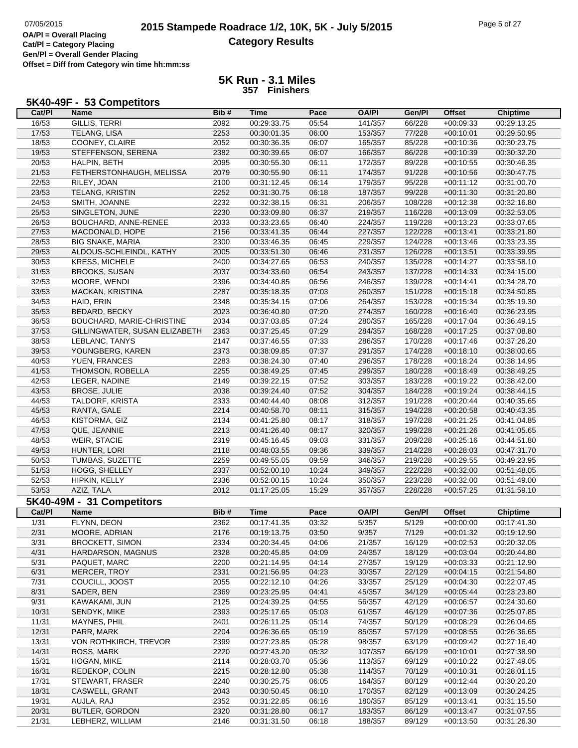# 2015 Stampede Roadrace 1/2, 10K, 5K - July 5/2015

## Category Results

OA/Pl = Overall Placing
Cat/Pl = Category Placing
Gen/Pl = Overall Gender Placing
Offset = Diff from Category win time hh:mm:ss

### 5K Run - 3.1 Miles
**357 Finishers**

### 5K40-49F - 53 Competitors

| Cat/Pl | Name | Bib # | Time | Pace | OA/Pl | Gen/Pl | Offset | Chiptime |
|---|---|---|---|---|---|---|---|---|
| 16/53 | GILLIS, TERRI | 2092 | 00:29:33.75 | 05:54 | 141/357 | 66/228 | +00:09:33 | 00:29:13.25 |
| 17/53 | TELANG, LISA | 2253 | 00:30:01.35 | 06:00 | 153/357 | 77/228 | +00:10:01 | 00:29:50.95 |
| 18/53 | COONEY, CLAIRE | 2052 | 00:30:36.35 | 06:07 | 165/357 | 85/228 | +00:10:36 | 00:30:23.75 |
| 19/53 | STEFFENSON, SERENA | 2382 | 00:30:39.65 | 06:07 | 166/357 | 86/228 | +00:10:39 | 00:30:32.20 |
| 20/53 | HALPIN, BETH | 2095 | 00:30:55.30 | 06:11 | 172/357 | 89/228 | +00:10:55 | 00:30:46.35 |
| 21/53 | FETHERSTONHAUGH, MELISSA | 2079 | 00:30:55.90 | 06:11 | 174/357 | 91/228 | +00:10:56 | 00:30:47.75 |
| 22/53 | RILEY, JOAN | 2100 | 00:31:12.45 | 06:14 | 179/357 | 95/228 | +00:11:12 | 00:31:00.70 |
| 23/53 | TELANG, KRISTIN | 2252 | 00:31:30.75 | 06:18 | 187/357 | 99/228 | +00:11:30 | 00:31:20.80 |
| 24/53 | SMITH, JOANNE | 2232 | 00:32:38.15 | 06:31 | 206/357 | 108/228 | +00:12:38 | 00:32:16.80 |
| 25/53 | SINGLETON, JUNE | 2230 | 00:33:09.80 | 06:37 | 219/357 | 116/228 | +00:13:09 | 00:32:53.05 |
| 26/53 | BOUCHARD, ANNE-RENEE | 2033 | 00:33:23.65 | 06:40 | 224/357 | 119/228 | +00:13:23 | 00:33:07.65 |
| 27/53 | MACDONALD, HOPE | 2156 | 00:33:41.35 | 06:44 | 227/357 | 122/228 | +00:13:41 | 00:33:21.80 |
| 28/53 | BIG SNAKE, MARIA | 2300 | 00:33:46.35 | 06:45 | 229/357 | 124/228 | +00:13:46 | 00:33:23.35 |
| 29/53 | ALDOUS-SCHLEINDL, KATHY | 2005 | 00:33:51.30 | 06:46 | 231/357 | 126/228 | +00:13:51 | 00:33:39.95 |
| 30/53 | KRESS, MICHELE | 2400 | 00:34:27.65 | 06:53 | 240/357 | 135/228 | +00:14:27 | 00:33:58.10 |
| 31/53 | BROOKS, SUSAN | 2037 | 00:34:33.60 | 06:54 | 243/357 | 137/228 | +00:14:33 | 00:34:15.00 |
| 32/53 | MOORE, WENDI | 2396 | 00:34:40.85 | 06:56 | 246/357 | 139/228 | +00:14:41 | 00:34:28.70 |
| 33/53 | MACKAN, KRISTINA | 2287 | 00:35:18.35 | 07:03 | 260/357 | 151/228 | +00:15:18 | 00:34:50.85 |
| 34/53 | HAID, ERIN | 2348 | 00:35:34.15 | 07:06 | 264/357 | 153/228 | +00:15:34 | 00:35:19.30 |
| 35/53 | BEDARD, BECKY | 2023 | 00:36:40.80 | 07:20 | 274/357 | 160/228 | +00:16:40 | 00:36:23.95 |
| 36/53 | BOUCHARD, MARIE-CHRISTINE | 2034 | 00:37:03.85 | 07:24 | 280/357 | 165/228 | +00:17:04 | 00:36:49.15 |
| 37/53 | GILLINGWATER, SUSAN ELIZABETH | 2363 | 00:37:25.45 | 07:29 | 284/357 | 168/228 | +00:17:25 | 00:37:08.80 |
| 38/53 | LEBLANC, TANYS | 2147 | 00:37:46.55 | 07:33 | 286/357 | 170/228 | +00:17:46 | 00:37:26.20 |
| 39/53 | YOUNGBERG, KAREN | 2373 | 00:38:09.85 | 07:37 | 291/357 | 174/228 | +00:18:10 | 00:38:00.65 |
| 40/53 | YUEN, FRANCES | 2283 | 00:38:24.30 | 07:40 | 296/357 | 178/228 | +00:18:24 | 00:38:14.95 |
| 41/53 | THOMSON, ROBELLA | 2255 | 00:38:49.25 | 07:45 | 299/357 | 180/228 | +00:18:49 | 00:38:49.25 |
| 42/53 | LEGER, NADINE | 2149 | 00:39:22.15 | 07:52 | 303/357 | 183/228 | +00:19:22 | 00:38:42.00 |
| 43/53 | BROSE, JULIE | 2038 | 00:39:24.40 | 07:52 | 304/357 | 184/228 | +00:19:24 | 00:38:44.15 |
| 44/53 | TALDORF, KRISTA | 2333 | 00:40:44.40 | 08:08 | 312/357 | 191/228 | +00:20:44 | 00:40:35.65 |
| 45/53 | RANTA, GALE | 2214 | 00:40:58.70 | 08:11 | 315/357 | 194/228 | +00:20:58 | 00:40:43.35 |
| 46/53 | KISTORMA, GIZ | 2134 | 00:41:25.80 | 08:17 | 318/357 | 197/228 | +00:21:25 | 00:41:04.85 |
| 47/53 | QUE, JEANNIE | 2213 | 00:41:26.40 | 08:17 | 320/357 | 199/228 | +00:21:26 | 00:41:05.65 |
| 48/53 | WEIR, STACIE | 2319 | 00:45:16.45 | 09:03 | 331/357 | 209/228 | +00:25:16 | 00:44:51.80 |
| 49/53 | HUNTER, LORI | 2118 | 00:48:03.55 | 09:36 | 339/357 | 214/228 | +00:28:03 | 00:47:31.70 |
| 50/53 | TUMBAS, SUZETTE | 2259 | 00:49:55.05 | 09:59 | 346/357 | 219/228 | +00:29:55 | 00:49:23.95 |
| 51/53 | HOGG, SHELLEY | 2337 | 00:52:00.10 | 10:24 | 349/357 | 222/228 | +00:32:00 | 00:51:48.05 |
| 52/53 | HIPKIN, KELLY | 2336 | 00:52:00.15 | 10:24 | 350/357 | 223/228 | +00:32:00 | 00:51:49.00 |
| 53/53 | AZIZ, TALA | 2012 | 01:17:25.05 | 15:29 | 357/357 | 228/228 | +00:57:25 | 01:31:59.10 |

### 5K40-49M - 31 Competitors

| Cat/Pl | Name | Bib # | Time | Pace | OA/Pl | Gen/Pl | Offset | Chiptime |
|---|---|---|---|---|---|---|---|---|
| 1/31 | FLYNN, DEON | 2362 | 00:17:41.35 | 03:32 | 5/357 | 5/129 | +00:00:00 | 00:17:41.30 |
| 2/31 | MOORE, ADRIAN | 2176 | 00:19:13.75 | 03:50 | 9/357 | 7/129 | +00:01:32 | 00:19:12.90 |
| 3/31 | BROCKETT, SIMON | 2334 | 00:20:34.45 | 04:06 | 21/357 | 16/129 | +00:02:53 | 00:20:32.05 |
| 4/31 | HARDARSON, MAGNUS | 2328 | 00:20:45.85 | 04:09 | 24/357 | 18/129 | +00:03:04 | 00:20:44.80 |
| 5/31 | PAQUET, MARC | 2200 | 00:21:14.95 | 04:14 | 27/357 | 19/129 | +00:03:33 | 00:21:12.90 |
| 6/31 | MERCER, TROY | 2331 | 00:21:56.95 | 04:23 | 30/357 | 22/129 | +00:04:15 | 00:21:54.80 |
| 7/31 | COUCILL, JOOST | 2055 | 00:22:12.10 | 04:26 | 33/357 | 25/129 | +00:04:30 | 00:22:07.45 |
| 8/31 | SADER, BEN | 2369 | 00:23:25.95 | 04:41 | 45/357 | 34/129 | +00:05:44 | 00:23:23.80 |
| 9/31 | KAWAKAMI, JUN | 2125 | 00:24:39.25 | 04:55 | 56/357 | 42/129 | +00:06:57 | 00:24:30.60 |
| 10/31 | SENDYK, MIKE | 2393 | 00:25:17.65 | 05:03 | 61/357 | 46/129 | +00:07:36 | 00:25:07.85 |
| 11/31 | MAYNES, PHIL | 2401 | 00:26:11.25 | 05:14 | 74/357 | 50/129 | +00:08:29 | 00:26:04.65 |
| 12/31 | PARR, MARK | 2204 | 00:26:36.65 | 05:19 | 85/357 | 57/129 | +00:08:55 | 00:26:36.65 |
| 13/31 | VON ROTHKIRCH, TREVOR | 2399 | 00:27:23.85 | 05:28 | 98/357 | 63/129 | +00:09:42 | 00:27:16.40 |
| 14/31 | ROSS, MARK | 2220 | 00:27:43.20 | 05:32 | 107/357 | 66/129 | +00:10:01 | 00:27:38.90 |
| 15/31 | HOGAN, MIKE | 2114 | 00:28:03.70 | 05:36 | 113/357 | 69/129 | +00:10:22 | 00:27:49.05 |
| 16/31 | REDEKOP, COLIN | 2215 | 00:28:12.80 | 05:38 | 114/357 | 70/129 | +00:10:31 | 00:28:01.15 |
| 17/31 | STEWART, FRASER | 2240 | 00:30:25.75 | 06:05 | 164/357 | 80/129 | +00:12:44 | 00:30:20.20 |
| 18/31 | CASWELL, GRANT | 2043 | 00:30:50.45 | 06:10 | 170/357 | 82/129 | +00:13:09 | 00:30:24.25 |
| 19/31 | AUJLA, RAJ | 2352 | 00:31:22.85 | 06:16 | 180/357 | 85/129 | +00:13:41 | 00:31:15.50 |
| 20/31 | BUTLER, GORDON | 2320 | 00:31:28.80 | 06:17 | 183/357 | 86/129 | +00:13:47 | 00:31:07.55 |
| 21/31 | LEBHERZ, WILLIAM | 2146 | 00:31:31.50 | 06:18 | 188/357 | 89/129 | +00:13:50 | 00:31:26.30 |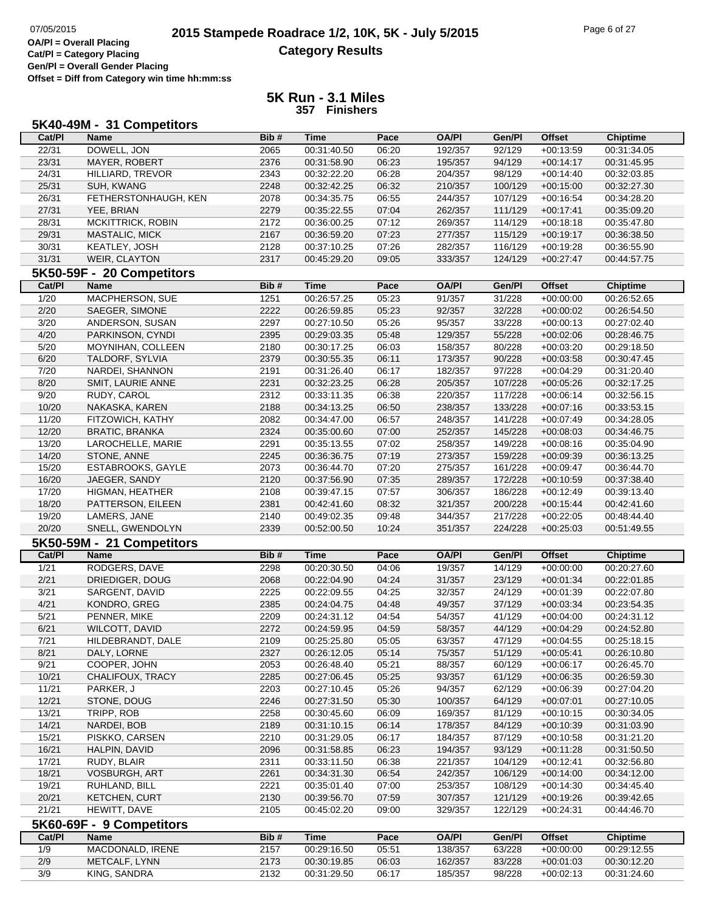# 2015 Stampede Roadrace 1/2, 10K, 5K - July 5/2015

## Category Results

OA/Pl = Overall Placing
Cat/Pl = Category Placing
Gen/Pl = Overall Gender Placing
Offset = Diff from Category win time hh:mm:ss

### 5K Run - 3.1 Miles
357 Finishers

#### 5K40-49M - 31 Competitors

| Cat/Pl | Name | Bib # | Time | Pace | OA/Pl | Gen/Pl | Offset | Chiptime |
|---|---|---|---|---|---|---|---|---|
| 22/31 | DOWELL, JON | 2065 | 00:31:40.50 | 06:20 | 192/357 | 92/129 | +00:13:59 | 00:31:34.05 |
| 23/31 | MAYER, ROBERT | 2376 | 00:31:58.90 | 06:23 | 195/357 | 94/129 | +00:14:17 | 00:31:45.95 |
| 24/31 | HILLIARD, TREVOR | 2343 | 00:32:22.20 | 06:28 | 204/357 | 98/129 | +00:14:40 | 00:32:03.85 |
| 25/31 | SUH, KWANG | 2248 | 00:32:42.25 | 06:32 | 210/357 | 100/129 | +00:15:00 | 00:32:27.30 |
| 26/31 | FETHERSTONHAUGH, KEN | 2078 | 00:34:35.75 | 06:55 | 244/357 | 107/129 | +00:16:54 | 00:34:28.20 |
| 27/31 | YEE, BRIAN | 2279 | 00:35:22.55 | 07:04 | 262/357 | 111/129 | +00:17:41 | 00:35:09.20 |
| 28/31 | MCKITTRICK, ROBIN | 2172 | 00:36:00.25 | 07:12 | 269/357 | 114/129 | +00:18:18 | 00:35:47.80 |
| 29/31 | MASTALIC, MICK | 2167 | 00:36:59.20 | 07:23 | 277/357 | 115/129 | +00:19:17 | 00:36:38.50 |
| 30/31 | KEATLEY, JOSH | 2128 | 00:37:10.25 | 07:26 | 282/357 | 116/129 | +00:19:28 | 00:36:55.90 |
| 31/31 | WEIR, CLAYTON | 2317 | 00:45:29.20 | 09:05 | 333/357 | 124/129 | +00:27:47 | 00:44:57.75 |

#### 5K50-59F - 20 Competitors

| Cat/Pl | Name | Bib # | Time | Pace | OA/Pl | Gen/Pl | Offset | Chiptime |
|---|---|---|---|---|---|---|---|---|
| 1/20 | MACPHERSON, SUE | 1251 | 00:26:57.25 | 05:23 | 91/357 | 31/228 | +00:00:00 | 00:26:52.65 |
| 2/20 | SAEGER, SIMONE | 2222 | 00:26:59.85 | 05:23 | 92/357 | 32/228 | +00:00:02 | 00:26:54.50 |
| 3/20 | ANDERSON, SUSAN | 2297 | 00:27:10.50 | 05:26 | 95/357 | 33/228 | +00:00:13 | 00:27:02.40 |
| 4/20 | PARKINSON, CYNDI | 2395 | 00:29:03.35 | 05:48 | 129/357 | 55/228 | +00:02:06 | 00:28:46.75 |
| 5/20 | MOYNIHAN, COLLEEN | 2180 | 00:30:17.25 | 06:03 | 158/357 | 80/228 | +00:03:20 | 00:29:18.50 |
| 6/20 | TALDORF, SYLVIA | 2379 | 00:30:55.35 | 06:11 | 173/357 | 90/228 | +00:03:58 | 00:30:47.45 |
| 7/20 | NARDEI, SHANNON | 2191 | 00:31:26.40 | 06:17 | 182/357 | 97/228 | +00:04:29 | 00:31:20.40 |
| 8/20 | SMIT, LAURIE ANNE | 2231 | 00:32:23.25 | 06:28 | 205/357 | 107/228 | +00:05:26 | 00:32:17.25 |
| 9/20 | RUDY, CAROL | 2312 | 00:33:11.35 | 06:38 | 220/357 | 117/228 | +00:06:14 | 00:32:56.15 |
| 10/20 | NAKASKA, KAREN | 2188 | 00:34:13.25 | 06:50 | 238/357 | 133/228 | +00:07:16 | 00:33:53.15 |
| 11/20 | FITZOWICH, KATHY | 2082 | 00:34:47.00 | 06:57 | 248/357 | 141/228 | +00:07:49 | 00:34:28.05 |
| 12/20 | BRATIC, BRANKA | 2324 | 00:35:00.60 | 07:00 | 252/357 | 145/228 | +00:08:03 | 00:34:46.75 |
| 13/20 | LAROCHELLE, MARIE | 2291 | 00:35:13.55 | 07:02 | 258/357 | 149/228 | +00:08:16 | 00:35:04.90 |
| 14/20 | STONE, ANNE | 2245 | 00:36:36.75 | 07:19 | 273/357 | 159/228 | +00:09:39 | 00:36:13.25 |
| 15/20 | ESTABROOKS, GAYLE | 2073 | 00:36:44.70 | 07:20 | 275/357 | 161/228 | +00:09:47 | 00:36:44.70 |
| 16/20 | JAEGER, SANDY | 2120 | 00:37:56.90 | 07:35 | 289/357 | 172/228 | +00:10:59 | 00:37:38.40 |
| 17/20 | HIGMAN, HEATHER | 2108 | 00:39:47.15 | 07:57 | 306/357 | 186/228 | +00:12:49 | 00:39:13.40 |
| 18/20 | PATTERSON, EILEEN | 2381 | 00:42:41.60 | 08:32 | 321/357 | 200/228 | +00:15:44 | 00:42:41.60 |
| 19/20 | LAMERS, JANE | 2140 | 00:49:02.35 | 09:48 | 344/357 | 217/228 | +00:22:05 | 00:48:44.40 |
| 20/20 | SNELL, GWENDOLYN | 2339 | 00:52:00.50 | 10:24 | 351/357 | 224/228 | +00:25:03 | 00:51:49.55 |

#### 5K50-59M - 21 Competitors

| Cat/Pl | Name | Bib # | Time | Pace | OA/Pl | Gen/Pl | Offset | Chiptime |
|---|---|---|---|---|---|---|---|---|
| 1/21 | RODGERS, DAVE | 2298 | 00:20:30.50 | 04:06 | 19/357 | 14/129 | +00:00:00 | 00:20:27.60 |
| 2/21 | DRIEDIGER, DOUG | 2068 | 00:22:04.90 | 04:24 | 31/357 | 23/129 | +00:01:34 | 00:22:01.85 |
| 3/21 | SARGENT, DAVID | 2225 | 00:22:09.55 | 04:25 | 32/357 | 24/129 | +00:01:39 | 00:22:07.80 |
| 4/21 | KONDRO, GREG | 2385 | 00:24:04.75 | 04:48 | 49/357 | 37/129 | +00:03:34 | 00:23:54.35 |
| 5/21 | PENNER, MIKE | 2209 | 00:24:31.12 | 04:54 | 54/357 | 41/129 | +00:04:00 | 00:24:31.12 |
| 6/21 | WILCOTT, DAVID | 2272 | 00:24:59.95 | 04:59 | 58/357 | 44/129 | +00:04:29 | 00:24:52.80 |
| 7/21 | HILDEBRANDT, DALE | 2109 | 00:25:25.80 | 05:05 | 63/357 | 47/129 | +00:04:55 | 00:25:18.15 |
| 8/21 | DALY, LORNE | 2327 | 00:26:12.05 | 05:14 | 75/357 | 51/129 | +00:05:41 | 00:26:10.80 |
| 9/21 | COOPER, JOHN | 2053 | 00:26:48.40 | 05:21 | 88/357 | 60/129 | +00:06:17 | 00:26:45.70 |
| 10/21 | CHALIFOUX, TRACY | 2285 | 00:27:06.45 | 05:25 | 93/357 | 61/129 | +00:06:35 | 00:26:59.30 |
| 11/21 | PARKER, J | 2203 | 00:27:10.45 | 05:26 | 94/357 | 62/129 | +00:06:39 | 00:27:04.20 |
| 12/21 | STONE, DOUG | 2246 | 00:27:31.50 | 05:30 | 100/357 | 64/129 | +00:07:01 | 00:27:10.05 |
| 13/21 | TRIPP, ROB | 2258 | 00:30:45.60 | 06:09 | 169/357 | 81/129 | +00:10:15 | 00:30:34.05 |
| 14/21 | NARDEI, BOB | 2189 | 00:31:10.15 | 06:14 | 178/357 | 84/129 | +00:10:39 | 00:31:03.90 |
| 15/21 | PISKKO, CARSEN | 2210 | 00:31:29.05 | 06:17 | 184/357 | 87/129 | +00:10:58 | 00:31:21.20 |
| 16/21 | HALPIN, DAVID | 2096 | 00:31:58.85 | 06:23 | 194/357 | 93/129 | +00:11:28 | 00:31:50.50 |
| 17/21 | RUDY, BLAIR | 2311 | 00:33:11.50 | 06:38 | 221/357 | 104/129 | +00:12:41 | 00:32:56.80 |
| 18/21 | VOSBURGH, ART | 2261 | 00:34:31.30 | 06:54 | 242/357 | 106/129 | +00:14:00 | 00:34:12.00 |
| 19/21 | RUHLAND, BILL | 2221 | 00:35:01.40 | 07:00 | 253/357 | 108/129 | +00:14:30 | 00:34:45.40 |
| 20/21 | KETCHEN, CURT | 2130 | 00:39:56.70 | 07:59 | 307/357 | 121/129 | +00:19:26 | 00:39:42.65 |
| 21/21 | HEWITT, DAVE | 2105 | 00:45:02.20 | 09:00 | 329/357 | 122/129 | +00:24:31 | 00:44:46.70 |

#### 5K60-69F - 9 Competitors

| Cat/Pl | Name | Bib # | Time | Pace | OA/Pl | Gen/Pl | Offset | Chiptime |
|---|---|---|---|---|---|---|---|---|
| 1/9 | MACDONALD, IRENE | 2157 | 00:29:16.50 | 05:51 | 138/357 | 63/228 | +00:00:00 | 00:29:12.55 |
| 2/9 | METCALF, LYNN | 2173 | 00:30:19.85 | 06:03 | 162/357 | 83/228 | +00:01:03 | 00:30:12.20 |
| 3/9 | KING, SANDRA | 2132 | 00:31:29.50 | 06:17 | 185/357 | 98/228 | +00:02:13 | 00:31:24.60 |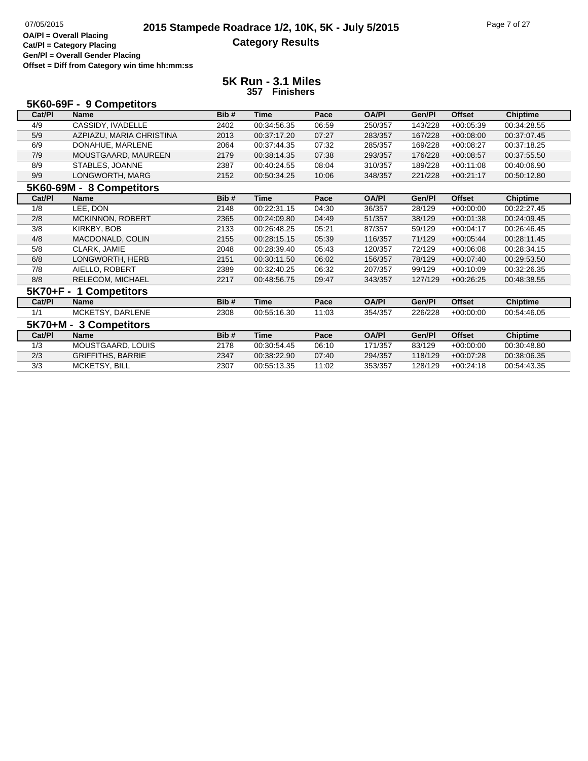# 2015 Stampede Roadrace 1/2, 10K, 5K - July 5/2015

**Category Results**

**OA/Pl = Overall Placing**
**Cat/Pl = Category Placing**
**Gen/Pl = Overall Gender Placing**
**Offset = Diff from Category win time hh:mm:ss**

## 5K Run - 3.1 Miles

**357 Finishers**

### 5K60-69F - 9 Competitors

| Cat/Pl | Name | Bib # | Time | Pace | OA/Pl | Gen/Pl | Offset | Chiptime |
|---|---|---|---|---|---|---|---|---|
| 4/9 | CASSIDY, IVADELLE | 2402 | 00:34:56.35 | 06:59 | 250/357 | 143/228 | +00:05:39 | 00:34:28.55 |
| 5/9 | AZPIAZU, MARIA CHRISTINA | 2013 | 00:37:17.20 | 07:27 | 283/357 | 167/228 | +00:08:00 | 00:37:07.45 |
| 6/9 | DONAHUE, MARLENE | 2064 | 00:37:44.35 | 07:32 | 285/357 | 169/228 | +00:08:27 | 00:37:18.25 |
| 7/9 | MOUSTGAARD, MAUREEN | 2179 | 00:38:14.35 | 07:38 | 293/357 | 176/228 | +00:08:57 | 00:37:55.50 |
| 8/9 | STABLES, JOANNE | 2387 | 00:40:24.55 | 08:04 | 310/357 | 189/228 | +00:11:08 | 00:40:06.90 |
| 9/9 | LONGWORTH, MARG | 2152 | 00:50:34.25 | 10:06 | 348/357 | 221/228 | +00:21:17 | 00:50:12.80 |

### 5K60-69M - 8 Competitors

| Cat/Pl | Name | Bib # | Time | Pace | OA/Pl | Gen/Pl | Offset | Chiptime |
|---|---|---|---|---|---|---|---|---|
| 1/8 | LEE, DON | 2148 | 00:22:31.15 | 04:30 | 36/357 | 28/129 | +00:00:00 | 00:22:27.45 |
| 2/8 | MCKINNON, ROBERT | 2365 | 00:24:09.80 | 04:49 | 51/357 | 38/129 | +00:01:38 | 00:24:09.45 |
| 3/8 | KIRKBY, BOB | 2133 | 00:26:48.25 | 05:21 | 87/357 | 59/129 | +00:04:17 | 00:26:46.45 |
| 4/8 | MACDONALD, COLIN | 2155 | 00:28:15.15 | 05:39 | 116/357 | 71/129 | +00:05:44 | 00:28:11.45 |
| 5/8 | CLARK, JAMIE | 2048 | 00:28:39.40 | 05:43 | 120/357 | 72/129 | +00:06:08 | 00:28:34.15 |
| 6/8 | LONGWORTH, HERB | 2151 | 00:30:11.50 | 06:02 | 156/357 | 78/129 | +00:07:40 | 00:29:53.50 |
| 7/8 | AIELLO, ROBERT | 2389 | 00:32:40.25 | 06:32 | 207/357 | 99/129 | +00:10:09 | 00:32:26.35 |
| 8/8 | RELECOM, MICHAEL | 2217 | 00:48:56.75 | 09:47 | 343/357 | 127/129 | +00:26:25 | 00:48:38.55 |

### 5K70+F - 1 Competitors

| Cat/Pl | Name | Bib # | Time | Pace | OA/Pl | Gen/Pl | Offset | Chiptime |
|---|---|---|---|---|---|---|---|---|
| 1/1 | MCKETSY, DARLENE | 2308 | 00:55:16.30 | 11:03 | 354/357 | 226/228 | +00:00:00 | 00:54:46.05 |

### 5K70+M - 3 Competitors

| Cat/Pl | Name | Bib # | Time | Pace | OA/Pl | Gen/Pl | Offset | Chiptime |
|---|---|---|---|---|---|---|---|---|
| 1/3 | MOUSTGAARD, LOUIS | 2178 | 00:30:54.45 | 06:10 | 171/357 | 83/129 | +00:00:00 | 00:30:48.80 |
| 2/3 | GRIFFITHS, BARRIE | 2347 | 00:38:22.90 | 07:40 | 294/357 | 118/129 | +00:07:28 | 00:38:06.35 |
| 3/3 | MCKETSY, BILL | 2307 | 00:55:13.35 | 11:02 | 353/357 | 128/129 | +00:24:18 | 00:54:43.35 |